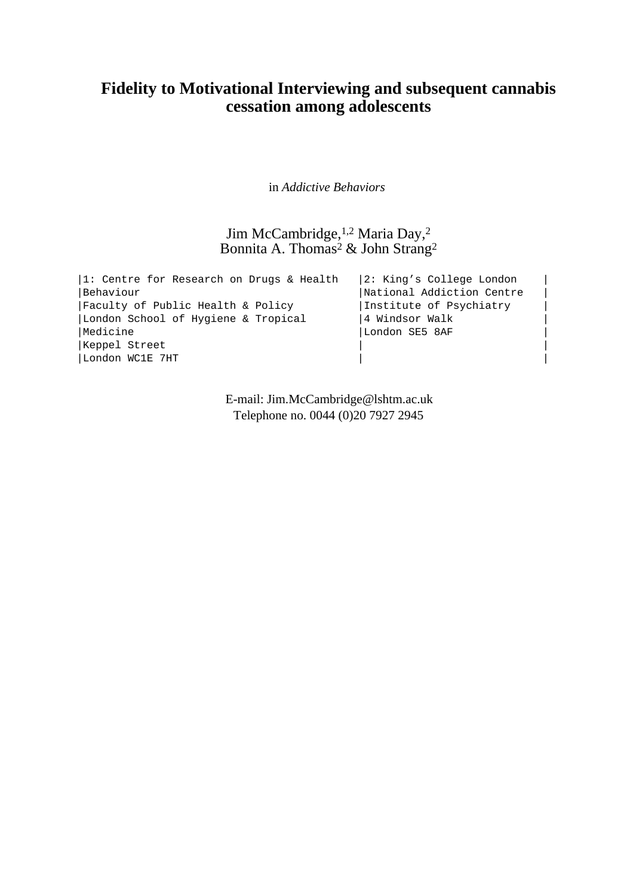# Fidelity to Motivational Interviewing and subsequent cannabis cessation among adolescents

in *Addictive Behaviors*

Jim McCambridge,[1,2] Maria Day,[2]
Bonnita A. Thomas[2] & John Strang[2]

| 1: Centre for Research on Drugs & Health Behaviour | 2: King's College London |
| --- | --- |
| Faculty of Public Health & Policy | National Addiction Centre |
| London School of Hygiene & Tropical Medicine | Institute of Psychiatry |
| Keppel Street | 4 Windsor Walk |
| London WC1E 7HT | London SE5 8AF |

E-mail: Jim.McCambridge@lshtm.ac.uk
Telephone no. 0044 (0)20 7927 2945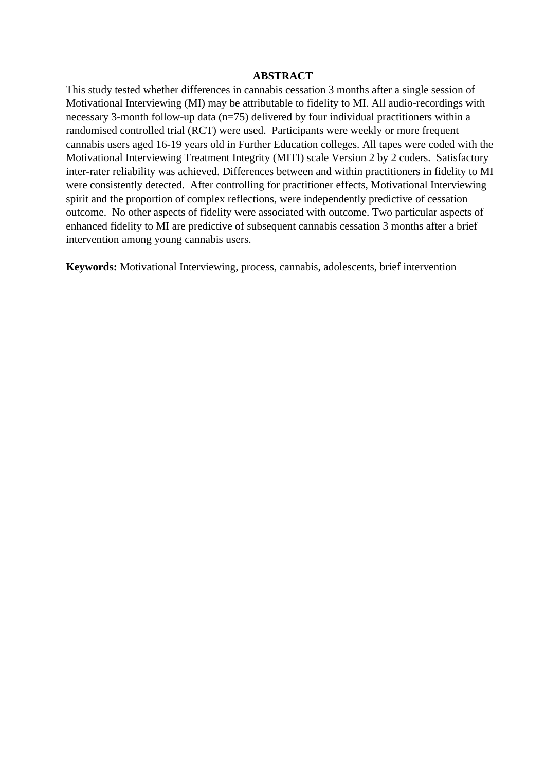## ABSTRACT

This study tested whether differences in cannabis cessation 3 months after a single session of Motivational Interviewing (MI) may be attributable to fidelity to MI. All audio-recordings with necessary 3-month follow-up data (n=75) delivered by four individual practitioners within a randomised controlled trial (RCT) were used. Participants were weekly or more frequent cannabis users aged 16-19 years old in Further Education colleges. All tapes were coded with the Motivational Interviewing Treatment Integrity (MITI) scale Version 2 by 2 coders. Satisfactory inter-rater reliability was achieved. Differences between and within practitioners in fidelity to MI were consistently detected. After controlling for practitioner effects, Motivational Interviewing spirit and the proportion of complex reflections, were independently predictive of cessation outcome. No other aspects of fidelity were associated with outcome. Two particular aspects of enhanced fidelity to MI are predictive of subsequent cannabis cessation 3 months after a brief intervention among young cannabis users.

**Keywords:** Motivational Interviewing, process, cannabis, adolescents, brief intervention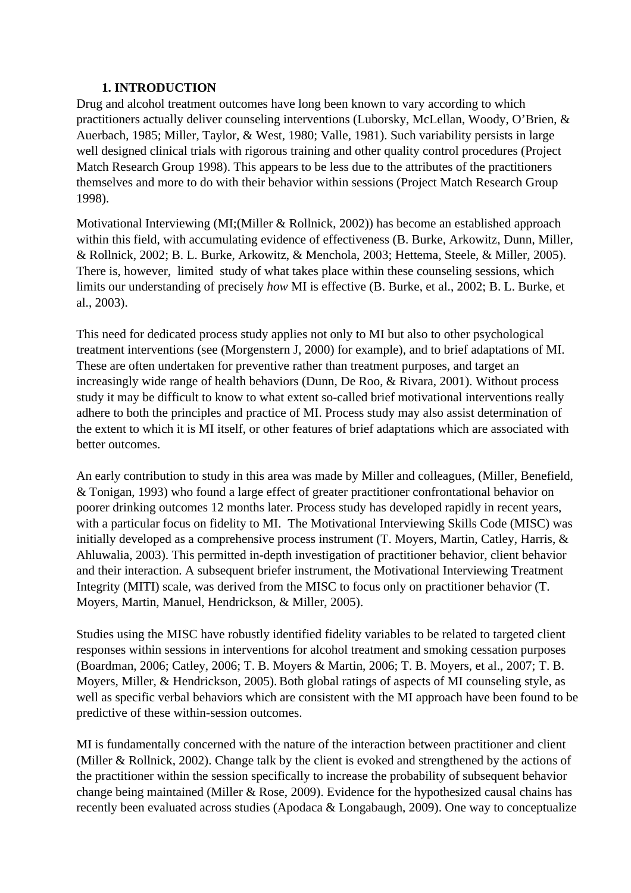## 1. INTRODUCTION

Drug and alcohol treatment outcomes have long been known to vary according to which practitioners actually deliver counseling interventions (Luborsky, McLellan, Woody, O'Brien, & Auerbach, 1985; Miller, Taylor, & West, 1980; Valle, 1981). Such variability persists in large well designed clinical trials with rigorous training and other quality control procedures (Project Match Research Group 1998). This appears to be less due to the attributes of the practitioners themselves and more to do with their behavior within sessions (Project Match Research Group 1998).

Motivational Interviewing (MI;(Miller & Rollnick, 2002)) has become an established approach within this field, with accumulating evidence of effectiveness (B. Burke, Arkowitz, Dunn, Miller, & Rollnick, 2002; B. L. Burke, Arkowitz, & Menchola, 2003; Hettema, Steele, & Miller, 2005). There is, however, limited study of what takes place within these counseling sessions, which limits our understanding of precisely *how* MI is effective (B. Burke, et al., 2002; B. L. Burke, et al., 2003).

This need for dedicated process study applies not only to MI but also to other psychological treatment interventions (see (Morgenstern J, 2000) for example), and to brief adaptations of MI. These are often undertaken for preventive rather than treatment purposes, and target an increasingly wide range of health behaviors (Dunn, De Roo, & Rivara, 2001). Without process study it may be difficult to know to what extent so-called brief motivational interventions really adhere to both the principles and practice of MI. Process study may also assist determination of the extent to which it is MI itself, or other features of brief adaptations which are associated with better outcomes.

An early contribution to study in this area was made by Miller and colleagues, (Miller, Benefield, & Tonigan, 1993) who found a large effect of greater practitioner confrontational behavior on poorer drinking outcomes 12 months later. Process study has developed rapidly in recent years, with a particular focus on fidelity to MI. The Motivational Interviewing Skills Code (MISC) was initially developed as a comprehensive process instrument (T. Moyers, Martin, Catley, Harris, & Ahluwalia, 2003). This permitted in-depth investigation of practitioner behavior, client behavior and their interaction. A subsequent briefer instrument, the Motivational Interviewing Treatment Integrity (MITI) scale, was derived from the MISC to focus only on practitioner behavior (T. Moyers, Martin, Manuel, Hendrickson, & Miller, 2005).

Studies using the MISC have robustly identified fidelity variables to be related to targeted client responses within sessions in interventions for alcohol treatment and smoking cessation purposes (Boardman, 2006; Catley, 2006; T. B. Moyers & Martin, 2006; T. B. Moyers, et al., 2007; T. B. Moyers, Miller, & Hendrickson, 2005). Both global ratings of aspects of MI counseling style, as well as specific verbal behaviors which are consistent with the MI approach have been found to be predictive of these within-session outcomes.

MI is fundamentally concerned with the nature of the interaction between practitioner and client (Miller & Rollnick, 2002). Change talk by the client is evoked and strengthened by the actions of the practitioner within the session specifically to increase the probability of subsequent behavior change being maintained (Miller & Rose, 2009). Evidence for the hypothesized causal chains has recently been evaluated across studies (Apodaca & Longabaugh, 2009). One way to conceptualize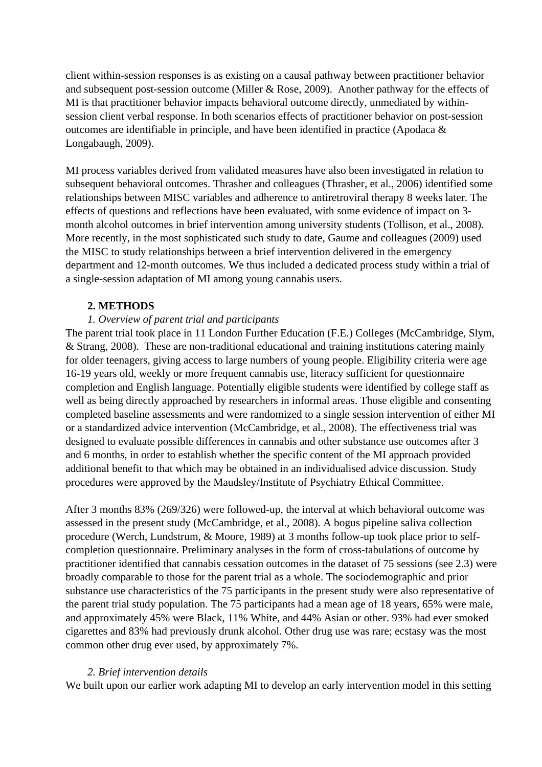client within-session responses is as existing on a causal pathway between practitioner behavior and subsequent post-session outcome (Miller & Rose, 2009). Another pathway for the effects of MI is that practitioner behavior impacts behavioral outcome directly, unmediated by within-session client verbal response. In both scenarios effects of practitioner behavior on post-session outcomes are identifiable in principle, and have been identified in practice (Apodaca & Longabaugh, 2009).

MI process variables derived from validated measures have also been investigated in relation to subsequent behavioral outcomes. Thrasher and colleagues (Thrasher, et al., 2006) identified some relationships between MISC variables and adherence to antiretroviral therapy 8 weeks later. The effects of questions and reflections have been evaluated, with some evidence of impact on 3-month alcohol outcomes in brief intervention among university students (Tollison, et al., 2008). More recently, in the most sophisticated such study to date, Gaume and colleagues (2009) used the MISC to study relationships between a brief intervention delivered in the emergency department and 12-month outcomes. We thus included a dedicated process study within a trial of a single-session adaptation of MI among young cannabis users.

## 2. METHODS

### *1. Overview of parent trial and participants*

The parent trial took place in 11 London Further Education (F.E.) Colleges (McCambridge, Slym, & Strang, 2008). These are non-traditional educational and training institutions catering mainly for older teenagers, giving access to large numbers of young people. Eligibility criteria were age 16-19 years old, weekly or more frequent cannabis use, literacy sufficient for questionnaire completion and English language. Potentially eligible students were identified by college staff as well as being directly approached by researchers in informal areas. Those eligible and consenting completed baseline assessments and were randomized to a single session intervention of either MI or a standardized advice intervention (McCambridge, et al., 2008). The effectiveness trial was designed to evaluate possible differences in cannabis and other substance use outcomes after 3 and 6 months, in order to establish whether the specific content of the MI approach provided additional benefit to that which may be obtained in an individualised advice discussion. Study procedures were approved by the Maudsley/Institute of Psychiatry Ethical Committee.

After 3 months 83% (269/326) were followed-up, the interval at which behavioral outcome was assessed in the present study (McCambridge, et al., 2008). A bogus pipeline saliva collection procedure (Werch, Lundstrum, & Moore, 1989) at 3 months follow-up took place prior to self-completion questionnaire. Preliminary analyses in the form of cross-tabulations of outcome by practitioner identified that cannabis cessation outcomes in the dataset of 75 sessions (see 2.3) were broadly comparable to those for the parent trial as a whole. The sociodemographic and prior substance use characteristics of the 75 participants in the present study were also representative of the parent trial study population. The 75 participants had a mean age of 18 years, 65% were male, and approximately 45% were Black, 11% White, and 44% Asian or other. 93% had ever smoked cigarettes and 83% had previously drunk alcohol. Other drug use was rare; ecstasy was the most common other drug ever used, by approximately 7%.

### *2. Brief intervention details*

We built upon our earlier work adapting MI to develop an early intervention model in this setting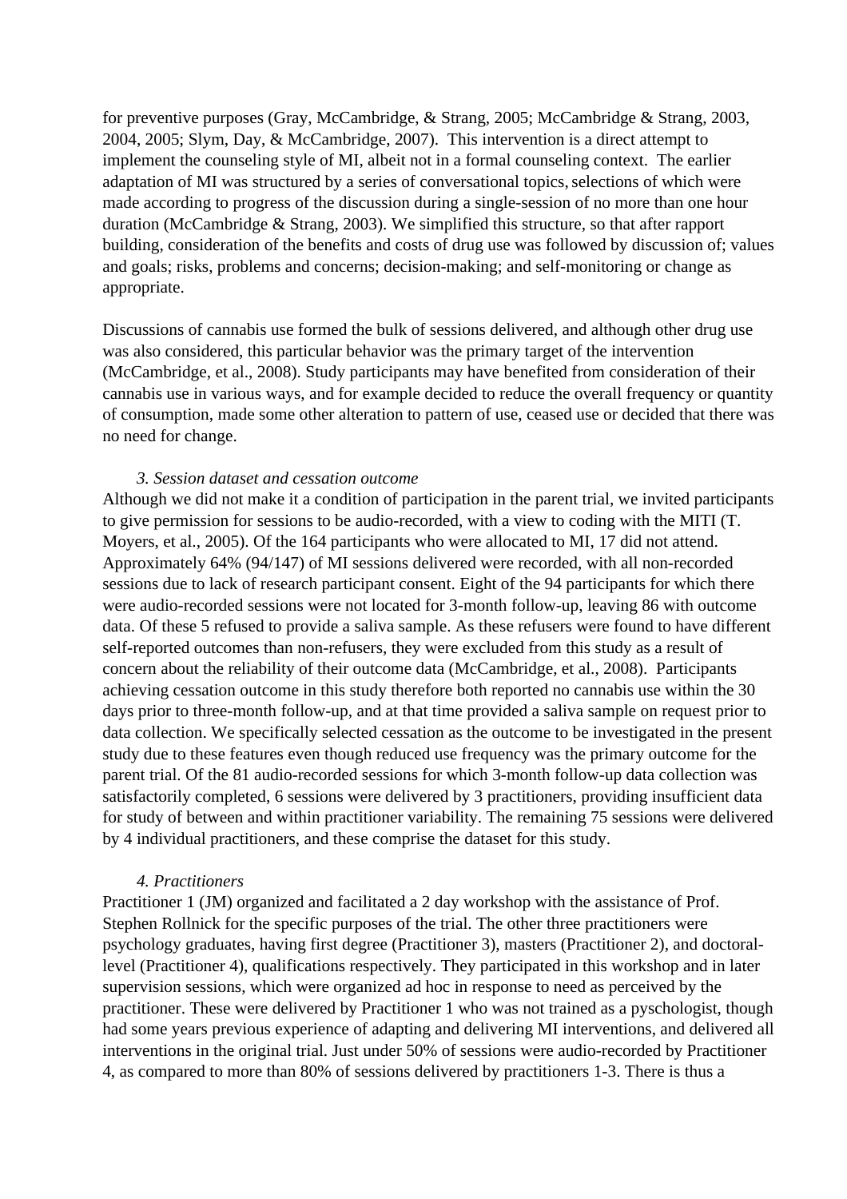for preventive purposes (Gray, McCambridge, & Strang, 2005; McCambridge & Strang, 2003, 2004, 2005; Slym, Day, & McCambridge, 2007). This intervention is a direct attempt to implement the counseling style of MI, albeit not in a formal counseling context. The earlier adaptation of MI was structured by a series of conversational topics, selections of which were made according to progress of the discussion during a single-session of no more than one hour duration (McCambridge & Strang, 2003). We simplified this structure, so that after rapport building, consideration of the benefits and costs of drug use was followed by discussion of; values and goals; risks, problems and concerns; decision-making; and self-monitoring or change as appropriate.

Discussions of cannabis use formed the bulk of sessions delivered, and although other drug use was also considered, this particular behavior was the primary target of the intervention (McCambridge, et al., 2008). Study participants may have benefited from consideration of their cannabis use in various ways, and for example decided to reduce the overall frequency or quantity of consumption, made some other alteration to pattern of use, ceased use or decided that there was no need for change.

*3. Session dataset and cessation outcome*

Although we did not make it a condition of participation in the parent trial, we invited participants to give permission for sessions to be audio-recorded, with a view to coding with the MITI (T. Moyers, et al., 2005). Of the 164 participants who were allocated to MI, 17 did not attend. Approximately 64% (94/147) of MI sessions delivered were recorded, with all non-recorded sessions due to lack of research participant consent. Eight of the 94 participants for which there were audio-recorded sessions were not located for 3-month follow-up, leaving 86 with outcome data. Of these 5 refused to provide a saliva sample. As these refusers were found to have different self-reported outcomes than non-refusers, they were excluded from this study as a result of concern about the reliability of their outcome data (McCambridge, et al., 2008). Participants achieving cessation outcome in this study therefore both reported no cannabis use within the 30 days prior to three-month follow-up, and at that time provided a saliva sample on request prior to data collection. We specifically selected cessation as the outcome to be investigated in the present study due to these features even though reduced use frequency was the primary outcome for the parent trial. Of the 81 audio-recorded sessions for which 3-month follow-up data collection was satisfactorily completed, 6 sessions were delivered by 3 practitioners, providing insufficient data for study of between and within practitioner variability. The remaining 75 sessions were delivered by 4 individual practitioners, and these comprise the dataset for this study.

*4. Practitioners*

Practitioner 1 (JM) organized and facilitated a 2 day workshop with the assistance of Prof. Stephen Rollnick for the specific purposes of the trial. The other three practitioners were psychology graduates, having first degree (Practitioner 3), masters (Practitioner 2), and doctoral-level (Practitioner 4), qualifications respectively. They participated in this workshop and in later supervision sessions, which were organized ad hoc in response to need as perceived by the practitioner. These were delivered by Practitioner 1 who was not trained as a pyschologist, though had some years previous experience of adapting and delivering MI interventions, and delivered all interventions in the original trial. Just under 50% of sessions were audio-recorded by Practitioner 4, as compared to more than 80% of sessions delivered by practitioners 1-3. There is thus a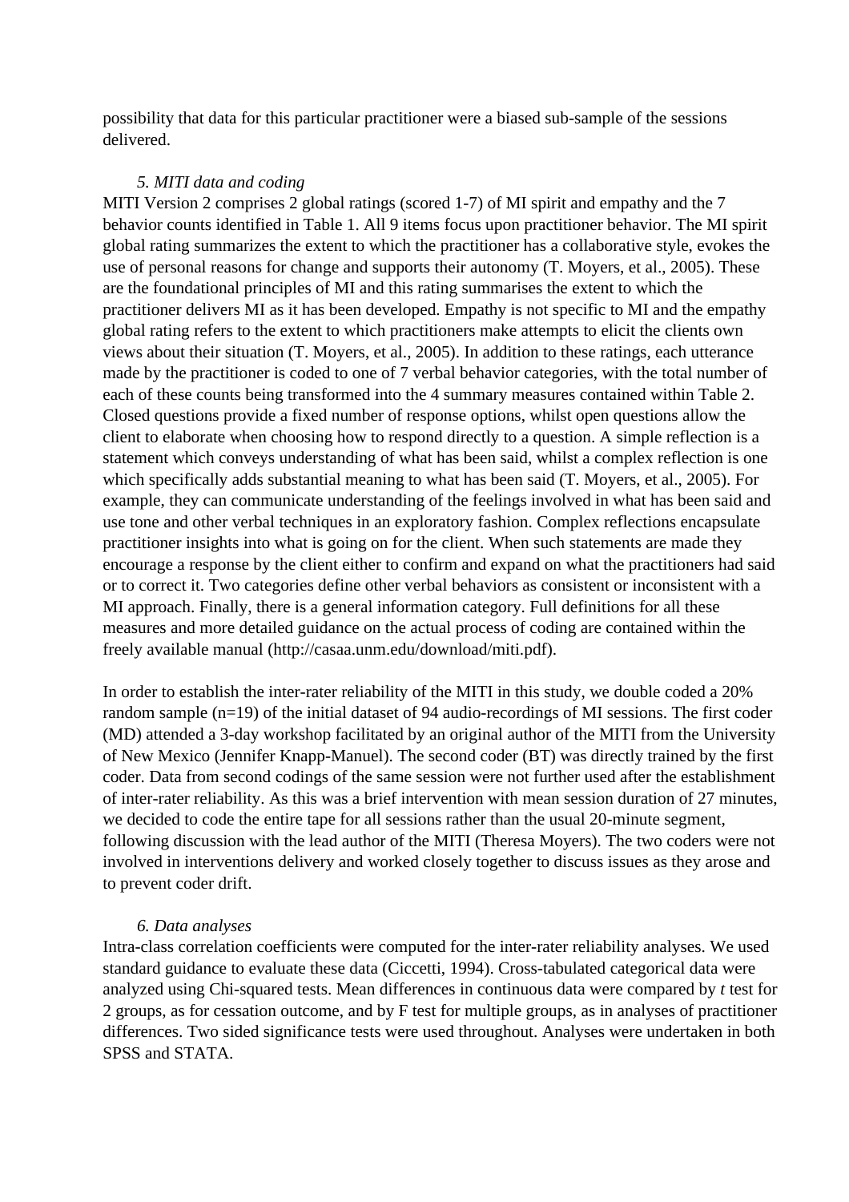possibility that data for this particular practitioner were a biased sub-sample of the sessions delivered.

*5. MITI data and coding*

MITI Version 2 comprises 2 global ratings (scored 1-7) of MI spirit and empathy and the 7 behavior counts identified in Table 1. All 9 items focus upon practitioner behavior. The MI spirit global rating summarizes the extent to which the practitioner has a collaborative style, evokes the use of personal reasons for change and supports their autonomy (T. Moyers, et al., 2005). These are the foundational principles of MI and this rating summarises the extent to which the practitioner delivers MI as it has been developed. Empathy is not specific to MI and the empathy global rating refers to the extent to which practitioners make attempts to elicit the clients own views about their situation (T. Moyers, et al., 2005). In addition to these ratings, each utterance made by the practitioner is coded to one of 7 verbal behavior categories, with the total number of each of these counts being transformed into the 4 summary measures contained within Table 2. Closed questions provide a fixed number of response options, whilst open questions allow the client to elaborate when choosing how to respond directly to a question. A simple reflection is a statement which conveys understanding of what has been said, whilst a complex reflection is one which specifically adds substantial meaning to what has been said (T. Moyers, et al., 2005). For example, they can communicate understanding of the feelings involved in what has been said and use tone and other verbal techniques in an exploratory fashion. Complex reflections encapsulate practitioner insights into what is going on for the client. When such statements are made they encourage a response by the client either to confirm and expand on what the practitioners had said or to correct it. Two categories define other verbal behaviors as consistent or inconsistent with a MI approach. Finally, there is a general information category. Full definitions for all these measures and more detailed guidance on the actual process of coding are contained within the freely available manual (http://casaa.unm.edu/download/miti.pdf).

In order to establish the inter-rater reliability of the MITI in this study, we double coded a 20% random sample (n=19) of the initial dataset of 94 audio-recordings of MI sessions. The first coder (MD) attended a 3-day workshop facilitated by an original author of the MITI from the University of New Mexico (Jennifer Knapp-Manuel). The second coder (BT) was directly trained by the first coder. Data from second codings of the same session were not further used after the establishment of inter-rater reliability. As this was a brief intervention with mean session duration of 27 minutes, we decided to code the entire tape for all sessions rather than the usual 20-minute segment, following discussion with the lead author of the MITI (Theresa Moyers). The two coders were not involved in interventions delivery and worked closely together to discuss issues as they arose and to prevent coder drift.

*6. Data analyses*

Intra-class correlation coefficients were computed for the inter-rater reliability analyses. We used standard guidance to evaluate these data (Ciccetti, 1994). Cross-tabulated categorical data were analyzed using Chi-squared tests. Mean differences in continuous data were compared by *t* test for 2 groups, as for cessation outcome, and by F test for multiple groups, as in analyses of practitioner differences. Two sided significance tests were used throughout. Analyses were undertaken in both SPSS and STATA.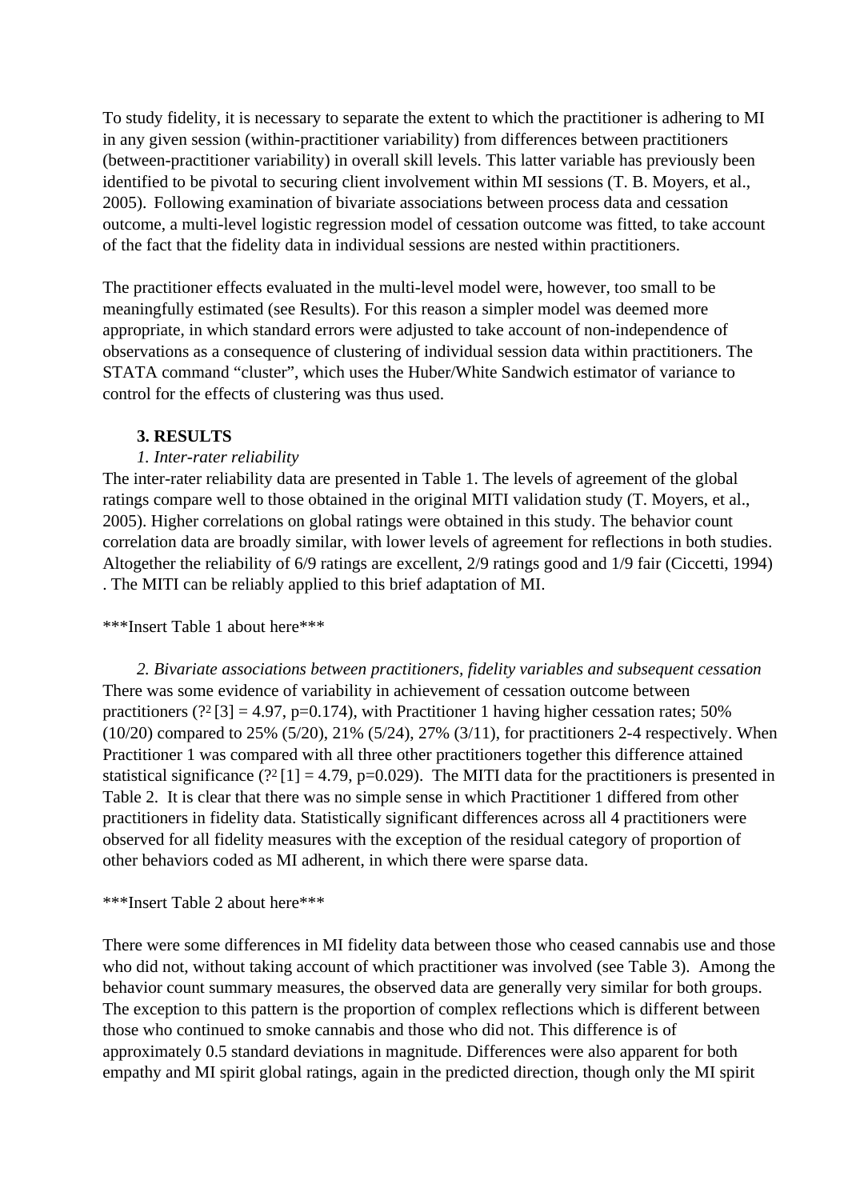To study fidelity, it is necessary to separate the extent to which the practitioner is adhering to MI in any given session (within-practitioner variability) from differences between practitioners (between-practitioner variability) in overall skill levels. This latter variable has previously been identified to be pivotal to securing client involvement within MI sessions (T. B. Moyers, et al., 2005). Following examination of bivariate associations between process data and cessation outcome, a multi-level logistic regression model of cessation outcome was fitted, to take account of the fact that the fidelity data in individual sessions are nested within practitioners.

The practitioner effects evaluated in the multi-level model were, however, too small to be meaningfully estimated (see Results). For this reason a simpler model was deemed more appropriate, in which standard errors were adjusted to take account of non-independence of observations as a consequence of clustering of individual session data within practitioners. The STATA command "cluster", which uses the Huber/White Sandwich estimator of variance to control for the effects of clustering was thus used.

## 3. RESULTS

### *1. Inter-rater reliability*

The inter-rater reliability data are presented in Table 1. The levels of agreement of the global ratings compare well to those obtained in the original MITI validation study (T. Moyers, et al., 2005). Higher correlations on global ratings were obtained in this study. The behavior count correlation data are broadly similar, with lower levels of agreement for reflections in both studies. Altogether the reliability of 6/9 ratings are excellent, 2/9 ratings good and 1/9 fair (Ciccetti, 1994) . The MITI can be reliably applied to this brief adaptation of MI.

\*\*\*Insert Table 1 about here\*\*\*

### *2. Bivariate associations between practitioners, fidelity variables and subsequent cessation*

There was some evidence of variability in achievement of cessation outcome between practitioners ($\chi^2$ [3] = 4.97, p=0.174), with Practitioner 1 having higher cessation rates; 50% (10/20) compared to 25% (5/20), 21% (5/24), 27% (3/11), for practitioners 2-4 respectively. When Practitioner 1 was compared with all three other practitioners together this difference attained statistical significance ($\chi^2$ [1] = 4.79, p=0.029). The MITI data for the practitioners is presented in Table 2. It is clear that there was no simple sense in which Practitioner 1 differed from other practitioners in fidelity data. Statistically significant differences across all 4 practitioners were observed for all fidelity measures with the exception of the residual category of proportion of other behaviors coded as MI adherent, in which there were sparse data.

\*\*\*Insert Table 2 about here\*\*\*

There were some differences in MI fidelity data between those who ceased cannabis use and those who did not, without taking account of which practitioner was involved (see Table 3). Among the behavior count summary measures, the observed data are generally very similar for both groups. The exception to this pattern is the proportion of complex reflections which is different between those who continued to smoke cannabis and those who did not. This difference is of approximately 0.5 standard deviations in magnitude. Differences were also apparent for both empathy and MI spirit global ratings, again in the predicted direction, though only the MI spirit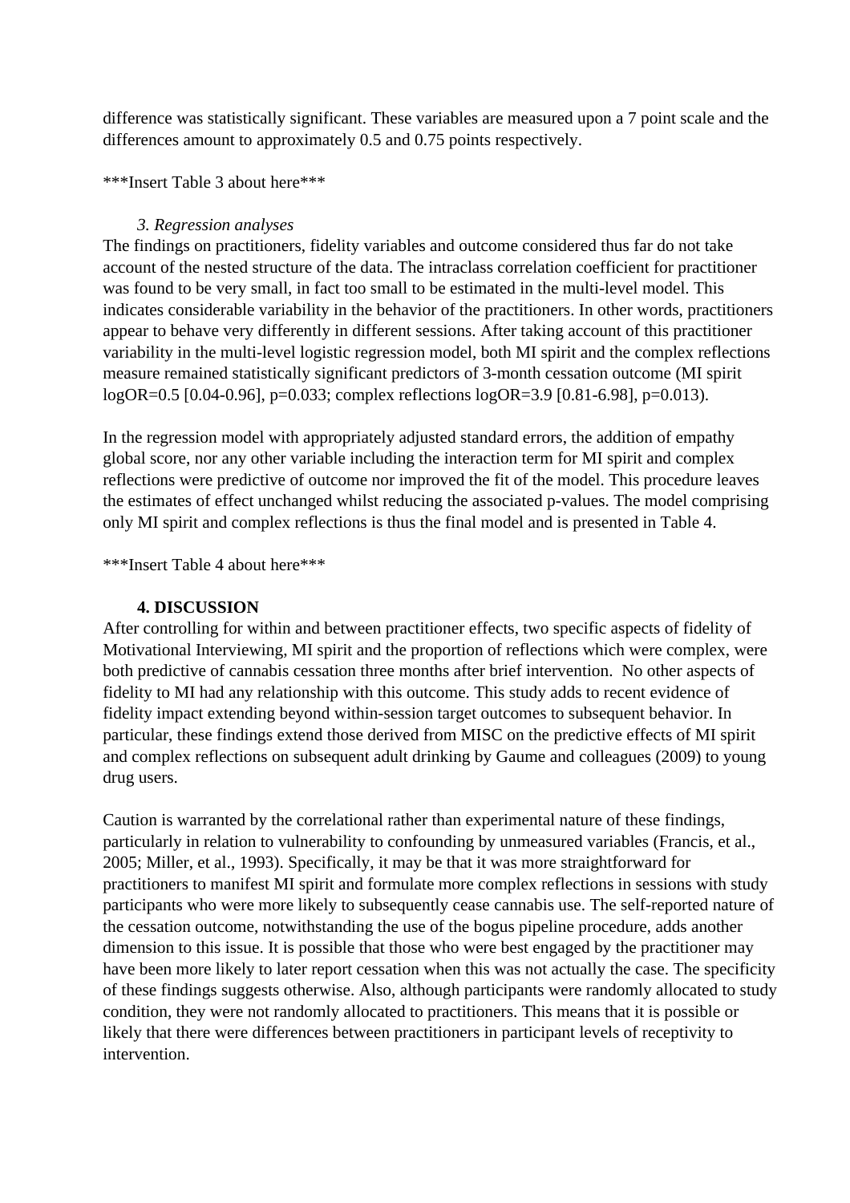difference was statistically significant. These variables are measured upon a 7 point scale and the differences amount to approximately 0.5 and 0.75 points respectively.

***Insert Table 3 about here***

### *3. Regression analyses*

The findings on practitioners, fidelity variables and outcome considered thus far do not take account of the nested structure of the data. The intraclass correlation coefficient for practitioner was found to be very small, in fact too small to be estimated in the multi-level model. This indicates considerable variability in the behavior of the practitioners. In other words, practitioners appear to behave very differently in different sessions. After taking account of this practitioner variability in the multi-level logistic regression model, both MI spirit and the complex reflections measure remained statistically significant predictors of 3-month cessation outcome (MI spirit logOR=0.5 [0.04-0.96], p=0.033; complex reflections logOR=3.9 [0.81-6.98], p=0.013).

In the regression model with appropriately adjusted standard errors, the addition of empathy global score, nor any other variable including the interaction term for MI spirit and complex reflections were predictive of outcome nor improved the fit of the model. This procedure leaves the estimates of effect unchanged whilst reducing the associated p-values. The model comprising only MI spirit and complex reflections is thus the final model and is presented in Table 4.

***Insert Table 4 about here***

## 4. DISCUSSION

After controlling for within and between practitioner effects, two specific aspects of fidelity of Motivational Interviewing, MI spirit and the proportion of reflections which were complex, were both predictive of cannabis cessation three months after brief intervention. No other aspects of fidelity to MI had any relationship with this outcome. This study adds to recent evidence of fidelity impact extending beyond within-session target outcomes to subsequent behavior. In particular, these findings extend those derived from MISC on the predictive effects of MI spirit and complex reflections on subsequent adult drinking by Gaume and colleagues (2009) to young drug users.

Caution is warranted by the correlational rather than experimental nature of these findings, particularly in relation to vulnerability to confounding by unmeasured variables (Francis, et al., 2005; Miller, et al., 1993). Specifically, it may be that it was more straightforward for practitioners to manifest MI spirit and formulate more complex reflections in sessions with study participants who were more likely to subsequently cease cannabis use. The self-reported nature of the cessation outcome, notwithstanding the use of the bogus pipeline procedure, adds another dimension to this issue. It is possible that those who were best engaged by the practitioner may have been more likely to later report cessation when this was not actually the case. The specificity of these findings suggests otherwise. Also, although participants were randomly allocated to study condition, they were not randomly allocated to practitioners. This means that it is possible or likely that there were differences between practitioners in participant levels of receptivity to intervention.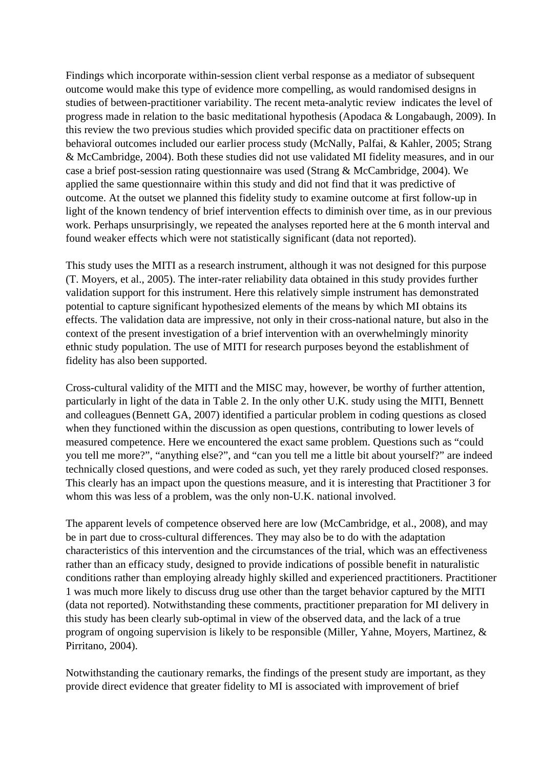Findings which incorporate within-session client verbal response as a mediator of subsequent outcome would make this type of evidence more compelling, as would randomised designs in studies of between-practitioner variability. The recent meta-analytic review indicates the level of progress made in relation to the basic meditational hypothesis (Apodaca & Longabaugh, 2009). In this review the two previous studies which provided specific data on practitioner effects on behavioral outcomes included our earlier process study (McNally, Palfai, & Kahler, 2005; Strang & McCambridge, 2004). Both these studies did not use validated MI fidelity measures, and in our case a brief post-session rating questionnaire was used (Strang & McCambridge, 2004). We applied the same questionnaire within this study and did not find that it was predictive of outcome. At the outset we planned this fidelity study to examine outcome at first follow-up in light of the known tendency of brief intervention effects to diminish over time, as in our previous work. Perhaps unsurprisingly, we repeated the analyses reported here at the 6 month interval and found weaker effects which were not statistically significant (data not reported).

This study uses the MITI as a research instrument, although it was not designed for this purpose (T. Moyers, et al., 2005). The inter-rater reliability data obtained in this study provides further validation support for this instrument. Here this relatively simple instrument has demonstrated potential to capture significant hypothesized elements of the means by which MI obtains its effects. The validation data are impressive, not only in their cross-national nature, but also in the context of the present investigation of a brief intervention with an overwhelmingly minority ethnic study population. The use of MITI for research purposes beyond the establishment of fidelity has also been supported.

Cross-cultural validity of the MITI and the MISC may, however, be worthy of further attention, particularly in light of the data in Table 2. In the only other U.K. study using the MITI, Bennett and colleagues (Bennett GA, 2007) identified a particular problem in coding questions as closed when they functioned within the discussion as open questions, contributing to lower levels of measured competence. Here we encountered the exact same problem. Questions such as "could you tell me more?", "anything else?", and "can you tell me a little bit about yourself?" are indeed technically closed questions, and were coded as such, yet they rarely produced closed responses. This clearly has an impact upon the questions measure, and it is interesting that Practitioner 3 for whom this was less of a problem, was the only non-U.K. national involved.

The apparent levels of competence observed here are low (McCambridge, et al., 2008), and may be in part due to cross-cultural differences. They may also be to do with the adaptation characteristics of this intervention and the circumstances of the trial, which was an effectiveness rather than an efficacy study, designed to provide indications of possible benefit in naturalistic conditions rather than employing already highly skilled and experienced practitioners. Practitioner 1 was much more likely to discuss drug use other than the target behavior captured by the MITI (data not reported). Notwithstanding these comments, practitioner preparation for MI delivery in this study has been clearly sub-optimal in view of the observed data, and the lack of a true program of ongoing supervision is likely to be responsible (Miller, Yahne, Moyers, Martinez, & Pirritano, 2004).

Notwithstanding the cautionary remarks, the findings of the present study are important, as they provide direct evidence that greater fidelity to MI is associated with improvement of brief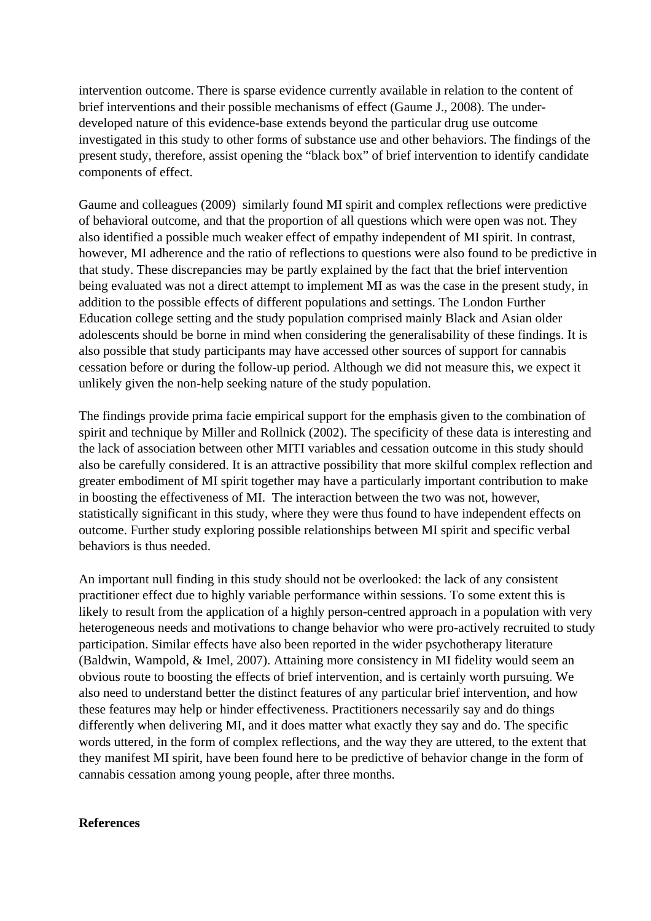intervention outcome. There is sparse evidence currently available in relation to the content of brief interventions and their possible mechanisms of effect (Gaume J., 2008). The under-developed nature of this evidence-base extends beyond the particular drug use outcome investigated in this study to other forms of substance use and other behaviors. The findings of the present study, therefore, assist opening the "black box" of brief intervention to identify candidate components of effect.

Gaume and colleagues (2009) similarly found MI spirit and complex reflections were predictive of behavioral outcome, and that the proportion of all questions which were open was not. They also identified a possible much weaker effect of empathy independent of MI spirit. In contrast, however, MI adherence and the ratio of reflections to questions were also found to be predictive in that study. These discrepancies may be partly explained by the fact that the brief intervention being evaluated was not a direct attempt to implement MI as was the case in the present study, in addition to the possible effects of different populations and settings. The London Further Education college setting and the study population comprised mainly Black and Asian older adolescents should be borne in mind when considering the generalisability of these findings. It is also possible that study participants may have accessed other sources of support for cannabis cessation before or during the follow-up period. Although we did not measure this, we expect it unlikely given the non-help seeking nature of the study population.

The findings provide prima facie empirical support for the emphasis given to the combination of spirit and technique by Miller and Rollnick (2002). The specificity of these data is interesting and the lack of association between other MITI variables and cessation outcome in this study should also be carefully considered. It is an attractive possibility that more skilful complex reflection and greater embodiment of MI spirit together may have a particularly important contribution to make in boosting the effectiveness of MI. The interaction between the two was not, however, statistically significant in this study, where they were thus found to have independent effects on outcome. Further study exploring possible relationships between MI spirit and specific verbal behaviors is thus needed.

An important null finding in this study should not be overlooked: the lack of any consistent practitioner effect due to highly variable performance within sessions. To some extent this is likely to result from the application of a highly person-centred approach in a population with very heterogeneous needs and motivations to change behavior who were pro-actively recruited to study participation. Similar effects have also been reported in the wider psychotherapy literature (Baldwin, Wampold, & Imel, 2007). Attaining more consistency in MI fidelity would seem an obvious route to boosting the effects of brief intervention, and is certainly worth pursuing. We also need to understand better the distinct features of any particular brief intervention, and how these features may help or hinder effectiveness. Practitioners necessarily say and do things differently when delivering MI, and it does matter what exactly they say and do. The specific words uttered, in the form of complex reflections, and the way they are uttered, to the extent that they manifest MI spirit, have been found here to be predictive of behavior change in the form of cannabis cessation among young people, after three months.

**References**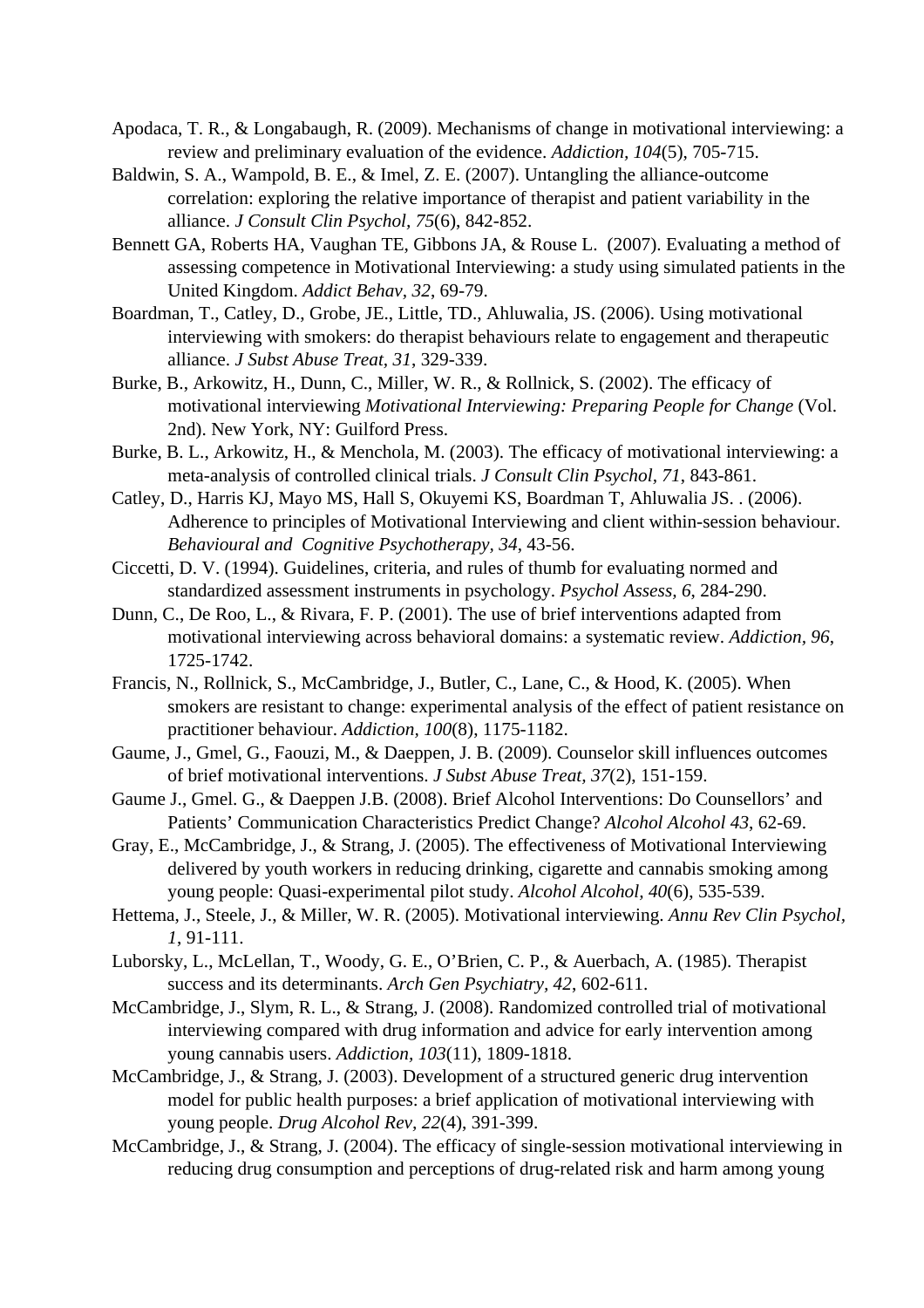Apodaca, T. R., & Longabaugh, R. (2009). Mechanisms of change in motivational interviewing: a review and preliminary evaluation of the evidence. *Addiction, 104*(5), 705-715.

Baldwin, S. A., Wampold, B. E., & Imel, Z. E. (2007). Untangling the alliance-outcome correlation: exploring the relative importance of therapist and patient variability in the alliance. *J Consult Clin Psychol, 75*(6), 842-852.

Bennett GA, Roberts HA, Vaughan TE, Gibbons JA, & Rouse L. (2007). Evaluating a method of assessing competence in Motivational Interviewing: a study using simulated patients in the United Kingdom. *Addict Behav, 32*, 69-79.

Boardman, T., Catley, D., Grobe, JE., Little, TD., Ahluwalia, JS. (2006). Using motivational interviewing with smokers: do therapist behaviours relate to engagement and therapeutic alliance. *J Subst Abuse Treat, 31*, 329-339.

Burke, B., Arkowitz, H., Dunn, C., Miller, W. R., & Rollnick, S. (2002). The efficacy of motivational interviewing *Motivational Interviewing: Preparing People for Change* (Vol. 2nd). New York, NY: Guilford Press.

Burke, B. L., Arkowitz, H., & Menchola, M. (2003). The efficacy of motivational interviewing: a meta-analysis of controlled clinical trials. *J Consult Clin Psychol, 71*, 843-861.

Catley, D., Harris KJ, Mayo MS, Hall S, Okuyemi KS, Boardman T, Ahluwalia JS. . (2006). Adherence to principles of Motivational Interviewing and client within-session behaviour. *Behavioural and Cognitive Psychotherapy, 34*, 43-56.

Ciccetti, D. V. (1994). Guidelines, criteria, and rules of thumb for evaluating normed and standardized assessment instruments in psychology. *Psychol Assess, 6*, 284-290.

Dunn, C., De Roo, L., & Rivara, F. P. (2001). The use of brief interventions adapted from motivational interviewing across behavioral domains: a systematic review. *Addiction, 96*, 1725-1742.

Francis, N., Rollnick, S., McCambridge, J., Butler, C., Lane, C., & Hood, K. (2005). When smokers are resistant to change: experimental analysis of the effect of patient resistance on practitioner behaviour. *Addiction, 100*(8), 1175-1182.

Gaume, J., Gmel, G., Faouzi, M., & Daeppen, J. B. (2009). Counselor skill influences outcomes of brief motivational interventions. *J Subst Abuse Treat, 37*(2), 151-159.

Gaume J., Gmel. G., & Daeppen J.B. (2008). Brief Alcohol Interventions: Do Counsellors' and Patients' Communication Characteristics Predict Change? *Alcohol Alcohol 43*, 62-69.

Gray, E., McCambridge, J., & Strang, J. (2005). The effectiveness of Motivational Interviewing delivered by youth workers in reducing drinking, cigarette and cannabis smoking among young people: Quasi-experimental pilot study. *Alcohol Alcohol, 40*(6), 535-539.

Hettema, J., Steele, J., & Miller, W. R. (2005). Motivational interviewing. *Annu Rev Clin Psychol, 1*, 91-111.

Luborsky, L., McLellan, T., Woody, G. E., O'Brien, C. P., & Auerbach, A. (1985). Therapist success and its determinants. *Arch Gen Psychiatry, 42*, 602-611.

McCambridge, J., Slym, R. L., & Strang, J. (2008). Randomized controlled trial of motivational interviewing compared with drug information and advice for early intervention among young cannabis users. *Addiction, 103*(11), 1809-1818.

McCambridge, J., & Strang, J. (2003). Development of a structured generic drug intervention model for public health purposes: a brief application of motivational interviewing with young people. *Drug Alcohol Rev, 22*(4), 391-399.

McCambridge, J., & Strang, J. (2004). The efficacy of single-session motivational interviewing in reducing drug consumption and perceptions of drug-related risk and harm among young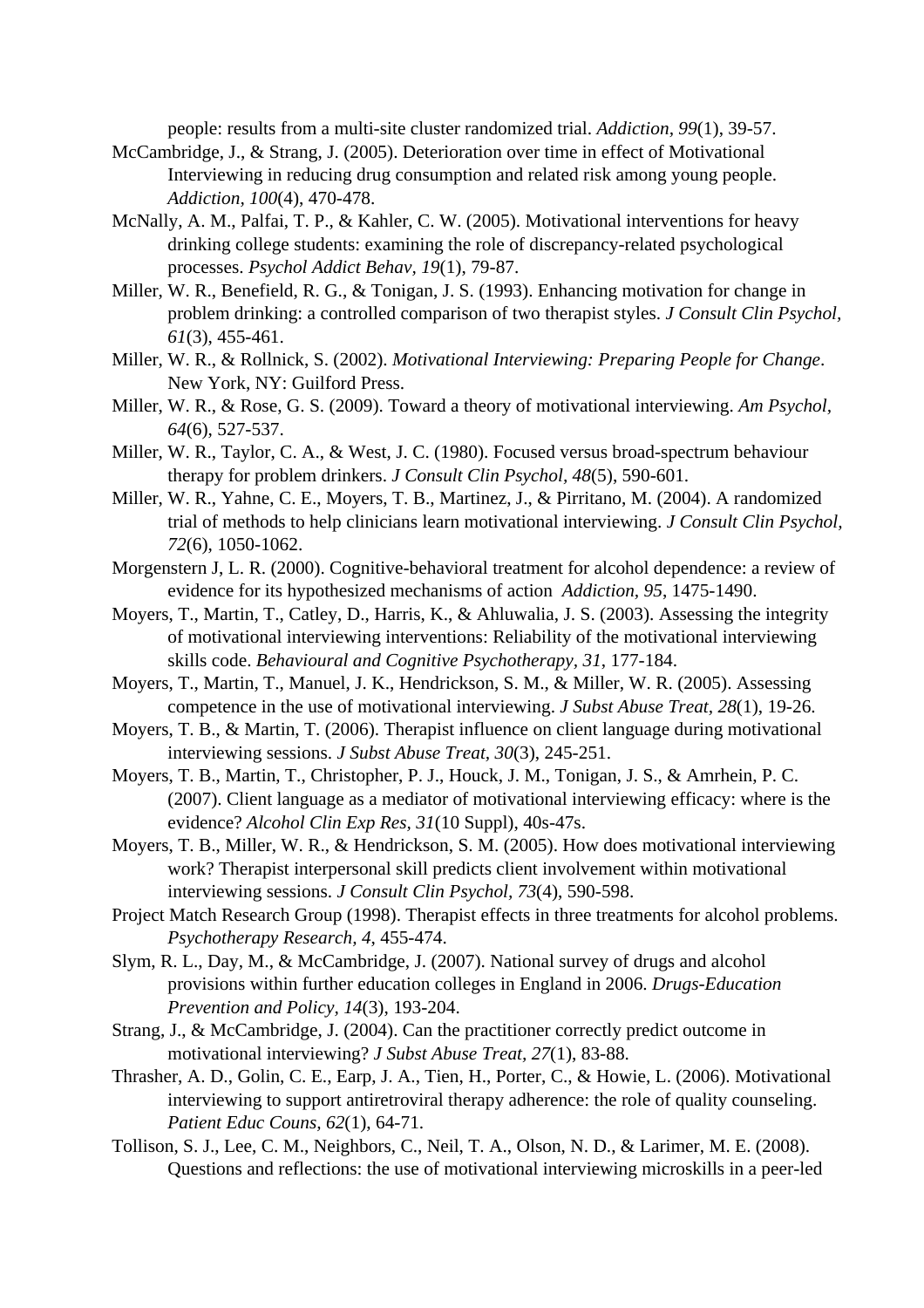people: results from a multi-site cluster randomized trial. *Addiction, 99*(1), 39-57.

McCambridge, J., & Strang, J. (2005). Deterioration over time in effect of Motivational Interviewing in reducing drug consumption and related risk among young people. *Addiction, 100*(4), 470-478.

McNally, A. M., Palfai, T. P., & Kahler, C. W. (2005). Motivational interventions for heavy drinking college students: examining the role of discrepancy-related psychological processes. *Psychol Addict Behav, 19*(1), 79-87.

Miller, W. R., Benefield, R. G., & Tonigan, J. S. (1993). Enhancing motivation for change in problem drinking: a controlled comparison of two therapist styles. *J Consult Clin Psychol, 61*(3), 455-461.

Miller, W. R., & Rollnick, S. (2002). *Motivational Interviewing: Preparing People for Change*. New York, NY: Guilford Press.

Miller, W. R., & Rose, G. S. (2009). Toward a theory of motivational interviewing. *Am Psychol, 64*(6), 527-537.

Miller, W. R., Taylor, C. A., & West, J. C. (1980). Focused versus broad-spectrum behaviour therapy for problem drinkers. *J Consult Clin Psychol, 48*(5), 590-601.

Miller, W. R., Yahne, C. E., Moyers, T. B., Martinez, J., & Pirritano, M. (2004). A randomized trial of methods to help clinicians learn motivational interviewing. *J Consult Clin Psychol, 72*(6), 1050-1062.

Morgenstern J, L. R. (2000). Cognitive-behavioral treatment for alcohol dependence: a review of evidence for its hypothesized mechanisms of action *Addiction, 95*, 1475-1490.

Moyers, T., Martin, T., Catley, D., Harris, K., & Ahluwalia, J. S. (2003). Assessing the integrity of motivational interviewing interventions: Reliability of the motivational interviewing skills code. *Behavioural and Cognitive Psychotherapy, 31*, 177-184.

Moyers, T., Martin, T., Manuel, J. K., Hendrickson, S. M., & Miller, W. R. (2005). Assessing competence in the use of motivational interviewing. *J Subst Abuse Treat, 28*(1), 19-26.

Moyers, T. B., & Martin, T. (2006). Therapist influence on client language during motivational interviewing sessions. *J Subst Abuse Treat, 30*(3), 245-251.

Moyers, T. B., Martin, T., Christopher, P. J., Houck, J. M., Tonigan, J. S., & Amrhein, P. C. (2007). Client language as a mediator of motivational interviewing efficacy: where is the evidence? *Alcohol Clin Exp Res, 31*(10 Suppl), 40s-47s.

Moyers, T. B., Miller, W. R., & Hendrickson, S. M. (2005). How does motivational interviewing work? Therapist interpersonal skill predicts client involvement within motivational interviewing sessions. *J Consult Clin Psychol, 73*(4), 590-598.

Project Match Research Group (1998). Therapist effects in three treatments for alcohol problems. *Psychotherapy Research, 4*, 455-474.

Slym, R. L., Day, M., & McCambridge, J. (2007). National survey of drugs and alcohol provisions within further education colleges in England in 2006. *Drugs-Education Prevention and Policy, 14*(3), 193-204.

Strang, J., & McCambridge, J. (2004). Can the practitioner correctly predict outcome in motivational interviewing? *J Subst Abuse Treat, 27*(1), 83-88.

Thrasher, A. D., Golin, C. E., Earp, J. A., Tien, H., Porter, C., & Howie, L. (2006). Motivational interviewing to support antiretroviral therapy adherence: the role of quality counseling. *Patient Educ Couns, 62*(1), 64-71.

Tollison, S. J., Lee, C. M., Neighbors, C., Neil, T. A., Olson, N. D., & Larimer, M. E. (2008). Questions and reflections: the use of motivational interviewing microskills in a peer-led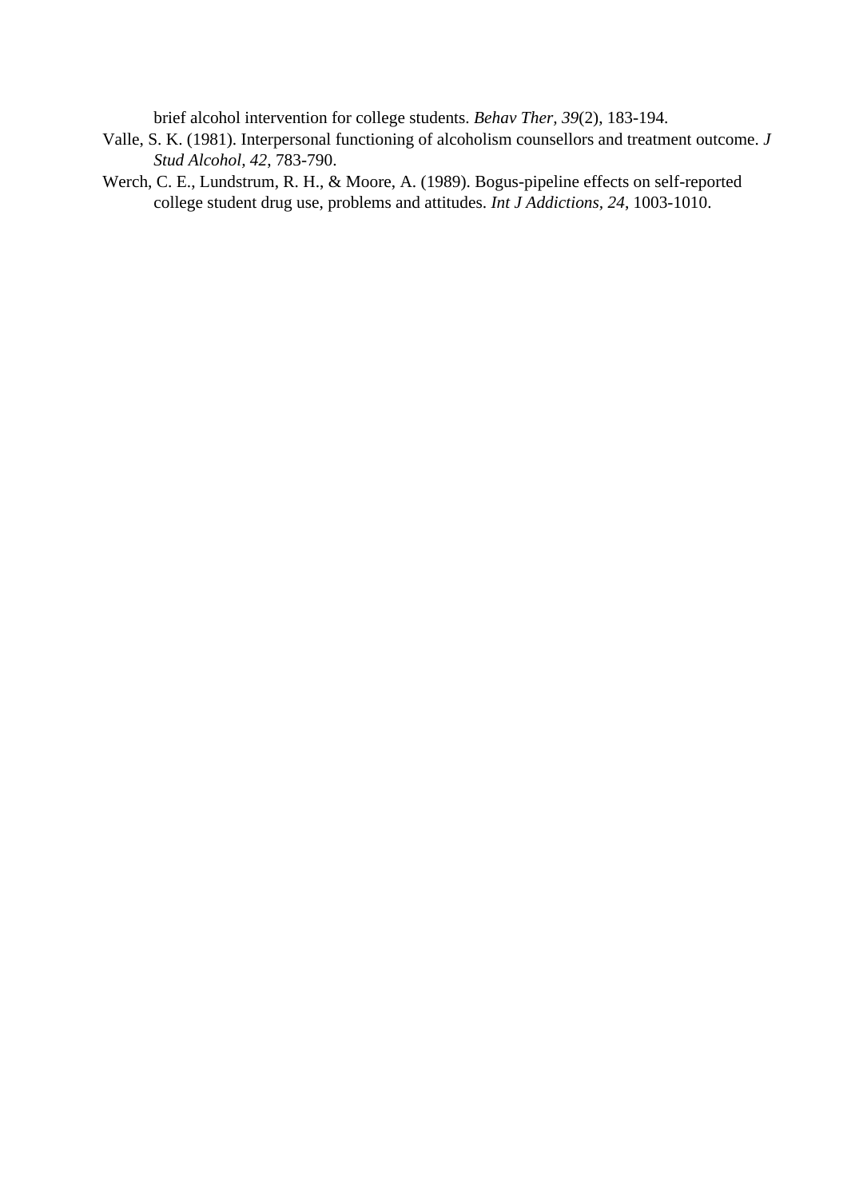brief alcohol intervention for college students. *Behav Ther, 39*(2), 183-194.

Valle, S. K. (1981). Interpersonal functioning of alcoholism counsellors and treatment outcome. *J Stud Alcohol, 42*, 783-790.

Werch, C. E., Lundstrum, R. H., & Moore, A. (1989). Bogus-pipeline effects on self-reported college student drug use, problems and attitudes. *Int J Addictions*, *24*, 1003-1010.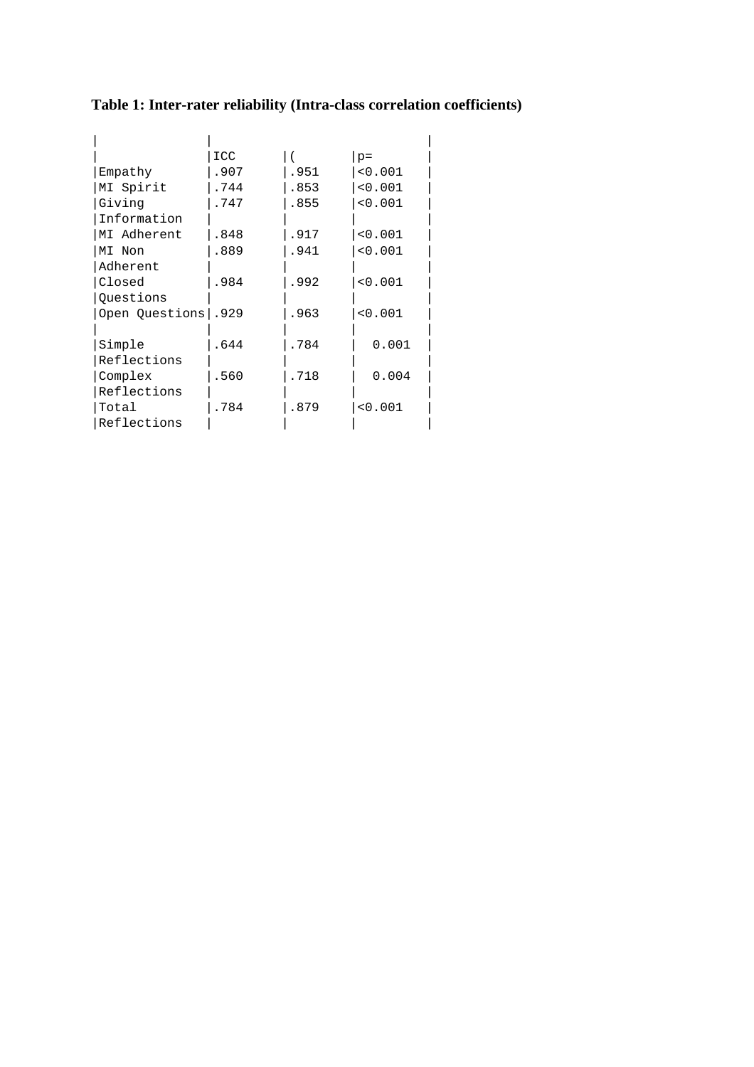**Table 1: Inter-rater reliability (Intra-class correlation coefficients)**

| | ICC | ( | p= |
|---|---|---|---|
| Empathy | .907 | .951 | <0.001 |
| MI Spirit | .744 | .853 | <0.001 |
| Giving Information | .747 | .855 | <0.001 |
| MI Adherent | .848 | .917 | <0.001 |
| MI Non Adherent | .889 | .941 | <0.001 |
| Closed Questions | .984 | .992 | <0.001 |
| Open Questions | .929 | .963 | <0.001 |
| Simple Reflections | .644 | .784 | 0.001 |
| Complex Reflections | .560 | .718 | 0.004 |
| Total Reflections | .784 | .879 | <0.001 |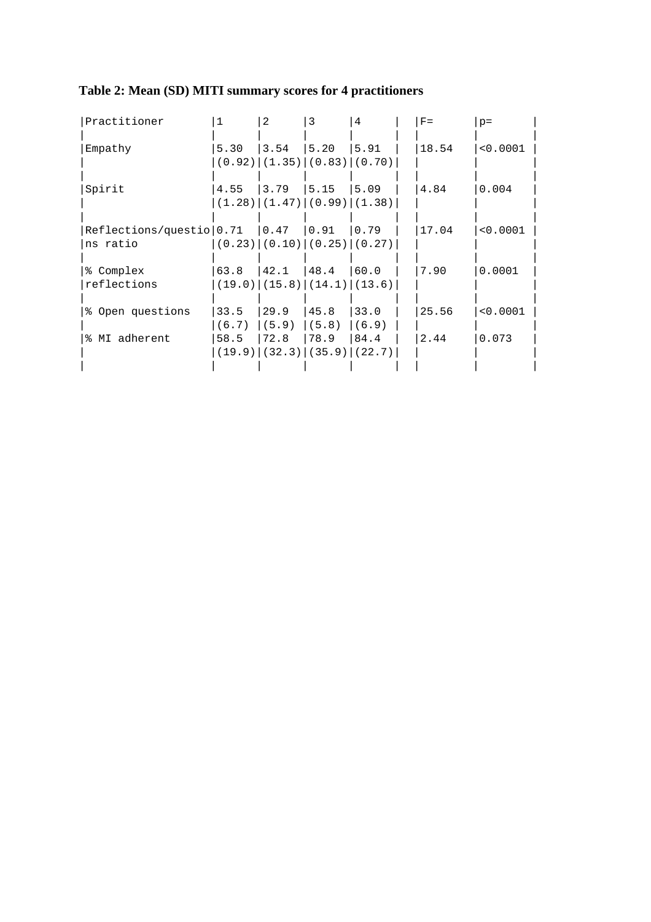**Table 2: Mean (SD) MITI summary scores for 4 practitioners**

| Practitioner | 1 | 2 | 3 | 4 | | F= | p= |
|---|---|---|---|---|---|---|---|
| Empathy | 5.30 (0.92) | 3.54 (1.35) | 5.20 (0.83) | 5.91 (0.70) | | 18.54 | <0.0001 |
| Spirit | 4.55 (1.28) | 3.79 (1.47) | 5.15 (0.99) | 5.09 (1.38) | | 4.84 | 0.004 |
| Reflections/questions ratio | 0.71 (0.23) | 0.47 (0.10) | 0.91 (0.25) | 0.79 (0.27) | | 17.04 | <0.0001 |
| % Complex reflections | 63.8 (19.0) | 42.1 (15.8) | 48.4 (14.1) | 60.0 (13.6) | | 7.90 | 0.0001 |
| % Open questions | 33.5 (6.7) | 29.9 (5.9) | 45.8 (5.8) | 33.0 (6.9) | | 25.56 | <0.0001 |
| % MI adherent | 58.5 (19.9) | 72.8 (32.3) | 78.9 (35.9) | 84.4 (22.7) | | 2.44 | 0.073 |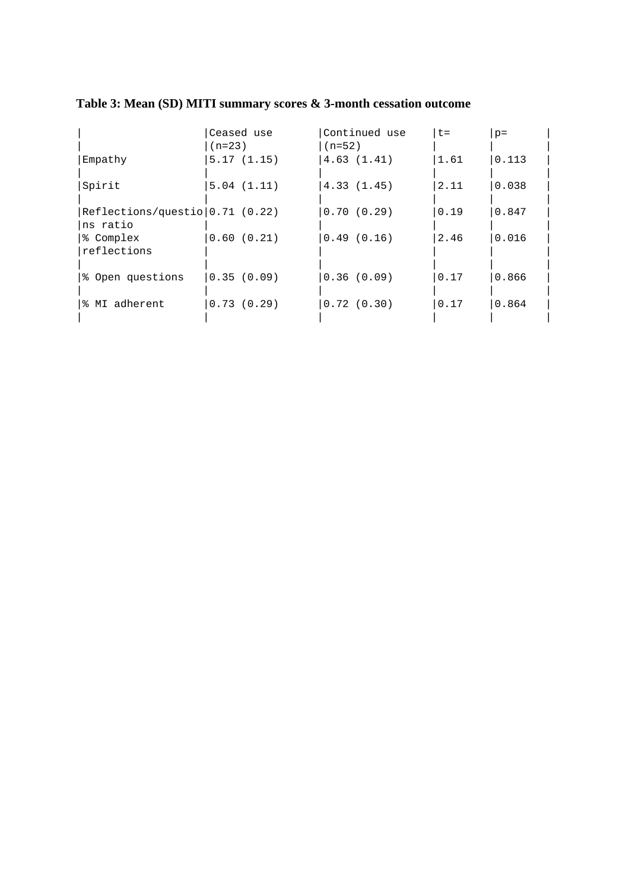**Table 3: Mean (SD) MITI summary scores & 3-month cessation outcome**

| | Ceased use (n=23) | Continued use (n=52) | t= | p= |
|---|---|---|---|---|
| Empathy | 5.17 (1.15) | 4.63 (1.41) | 1.61 | 0.113 |
| Spirit | 5.04 (1.11) | 4.33 (1.45) | 2.11 | 0.038 |
| Reflections/questions ratio | 0.71 (0.22) | 0.70 (0.29) | 0.19 | 0.847 |
| % Complex reflections | 0.60 (0.21) | 0.49 (0.16) | 2.46 | 0.016 |
| % Open questions | 0.35 (0.09) | 0.36 (0.09) | 0.17 | 0.866 |
| % MI adherent | 0.73 (0.29) | 0.72 (0.30) | 0.17 | 0.864 |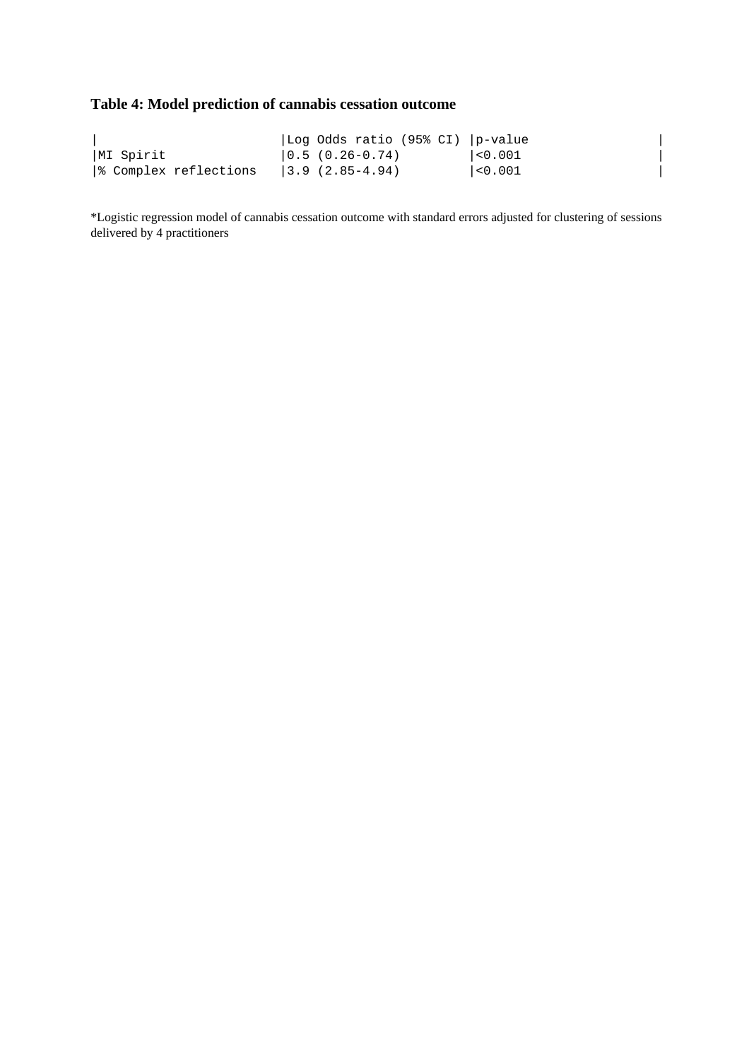### Table 4: Model prediction of cannabis cessation outcome

| | Log Odds ratio (95% CI) | p-value |
|---|---|---|
| MI Spirit | 0.5 (0.26-0.74) | <0.001 |
| % Complex reflections | 3.9 (2.85-4.94) | <0.001 |

*Logistic regression model of cannabis cessation outcome with standard errors adjusted for clustering of sessions delivered by 4 practitioners